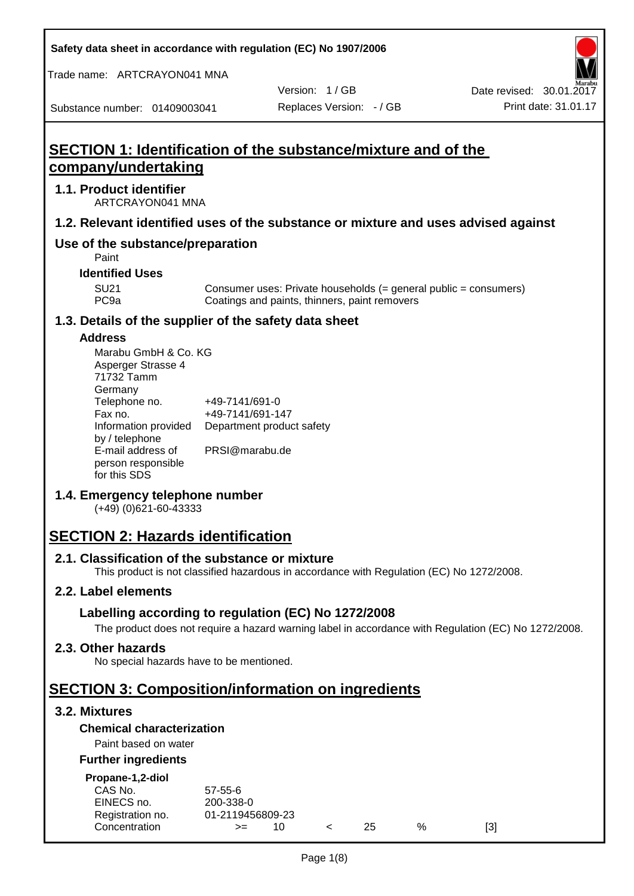# SECTION 1: Identification of the substance/mixture and of the company/undertaking

## 1.1. Product identifier

ARTCRAYON041 MNA

## 1.2. Relevant identified uses of the substance or mixture and uses advised against

## Use of the substance/preparation

Paint

### Identified Uses

| | |
|---|---|
| SU21 | Consumer uses: Private households (= general public = consumers) |
| PC9a | Coatings and paints, thinners, paint removers |

## 1.3. Details of the supplier of the safety data sheet

### Address

Marabu GmbH & Co. KG
Asperger Strasse 4
71732 Tamm
Germany

| | |
|---|---|
| Telephone no. | +49-7141/691-0 |
| Fax no. | +49-7141/691-147 |
| Information provided by / telephone | Department product safety |
| E-mail address of person responsible for this SDS | PRSI@marabu.de |

## 1.4. Emergency telephone number

(+49) (0)621-60-43333

# SECTION 2: Hazards identification

## 2.1. Classification of the substance or mixture

This product is not classified hazardous in accordance with Regulation (EC) No 1272/2008.

## 2.2. Label elements

### Labelling according to regulation (EC) No 1272/2008

The product does not require a hazard warning label in accordance with Regulation (EC) No 1272/2008.

## 2.3. Other hazards

No special hazards have to be mentioned.

# SECTION 3: Composition/information on ingredients

## 3.2. Mixtures

### Chemical characterization

Paint based on water

### Further ingredients

**Propane-1,2-diol**

| | | | | | | |
|---|---|---|---|---|---|---|
| CAS No. | 57-55-6 | | | | | |
| EINECS no. | 200-338-0 | | | | | |
| Registration no. | 01-2119456809-23 | | | | | |
| Concentration | >= | 10 | < | 25 | % | [3] |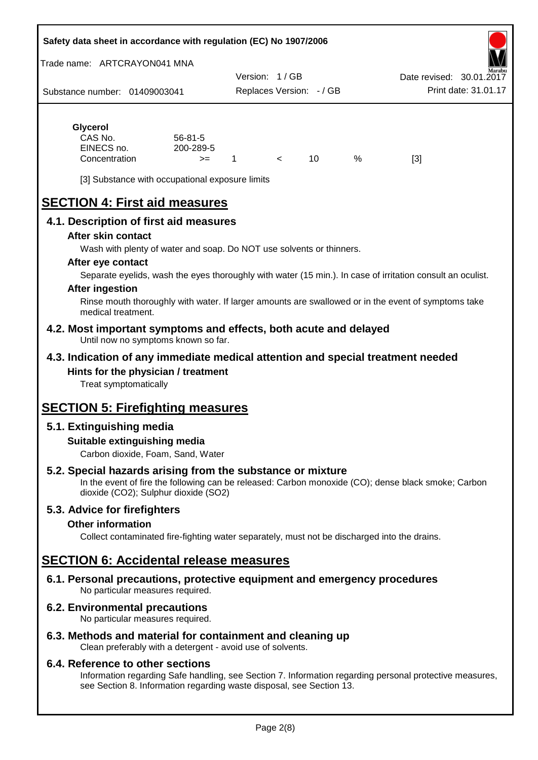**Glycerol**

| | | | | | | |
|---|---|---|---|---|---|---|
| CAS No. | 56-81-5 | | | | | |
| EINECS no. | 200-289-5 | | | | | |
| Concentration | >= | 1 | < | 10 | % | [3] |

[3] Substance with occupational exposure limits

# SECTION 4: First aid measures

## 4.1. Description of first aid measures

### After skin contact

Wash with plenty of water and soap. Do NOT use solvents or thinners.

### After eye contact

Separate eyelids, wash the eyes thoroughly with water (15 min.). In case of irritation consult an oculist.

### After ingestion

Rinse mouth thoroughly with water. If larger amounts are swallowed or in the event of symptoms take medical treatment.

## 4.2. Most important symptoms and effects, both acute and delayed

Until now no symptoms known so far.

## 4.3. Indication of any immediate medical attention and special treatment needed

### Hints for the physician / treatment

Treat symptomatically

# SECTION 5: Firefighting measures

## 5.1. Extinguishing media

### Suitable extinguishing media

Carbon dioxide, Foam, Sand, Water

## 5.2. Special hazards arising from the substance or mixture

In the event of fire the following can be released: Carbon monoxide (CO); dense black smoke; Carbon dioxide ($CO_2$); Sulphur dioxide ($SO_2$)

## 5.3. Advice for firefighters

### Other information

Collect contaminated fire-fighting water separately, must not be discharged into the drains.

# SECTION 6: Accidental release measures

## 6.1. Personal precautions, protective equipment and emergency procedures

No particular measures required.

## 6.2. Environmental precautions

No particular measures required.

## 6.3. Methods and material for containment and cleaning up

Clean preferably with a detergent - avoid use of solvents.

## 6.4. Reference to other sections

Information regarding Safe handling, see Section 7. Information regarding personal protective measures, see Section 8. Information regarding waste disposal, see Section 13.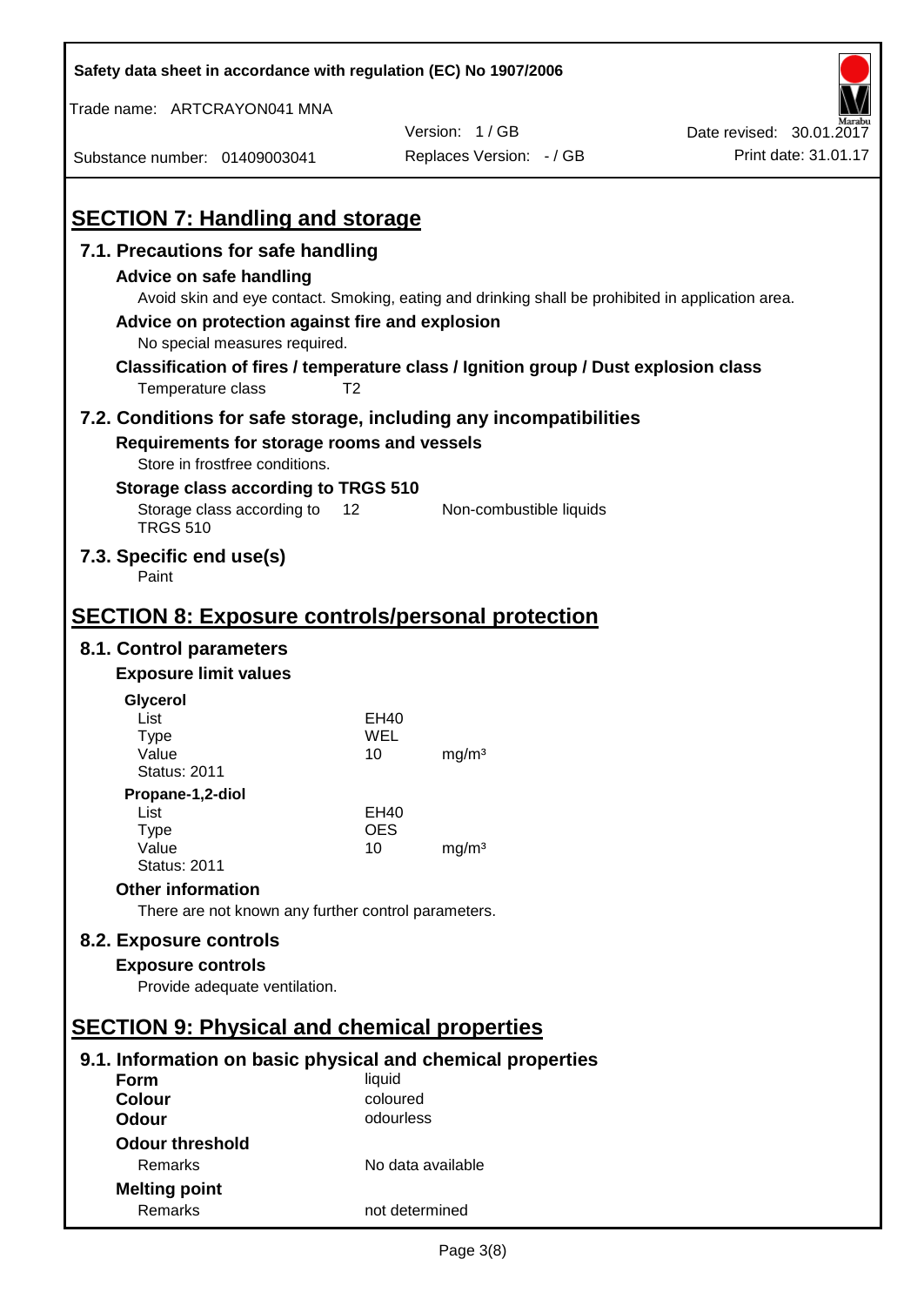## SECTION 7: Handling and storage

### 7.1. Precautions for safe handling

**Advice on safe handling**

Avoid skin and eye contact. Smoking, eating and drinking shall be prohibited in application area.

**Advice on protection against fire and explosion**

No special measures required.

**Classification of fires / temperature class / Ignition group / Dust explosion class**

| | |
|---|---|
| Temperature class | T2 |

### 7.2. Conditions for safe storage, including any incompatibilities

**Requirements for storage rooms and vessels**

Store in frostfree conditions.

**Storage class according to TRGS 510**

| | | |
|---|---|---|
| Storage class according to TRGS 510 | 12 | Non-combustible liquids |

### 7.3. Specific end use(s)

Paint

## SECTION 8: Exposure controls/personal protection

### 8.1. Control parameters

**Exposure limit values**

**Glycerol**

| | | |
|---|---|---|
| List | EH40 | |
| Type | WEL | |
| Value | 10 | mg/m³ |
| Status: 2011 | | |

**Propane-1,2-diol**

| | | |
|---|---|---|
| List | EH40 | |
| Type | OES | |
| Value | 10 | mg/m³ |
| Status: 2011 | | |

**Other information**

There are not known any further control parameters.

### 8.2. Exposure controls

**Exposure controls**

Provide adequate ventilation.

## SECTION 9: Physical and chemical properties

### 9.1. Information on basic physical and chemical properties

| | |
|---|---|
| **Form** | liquid |
| **Colour** | coloured |
| **Odour** | odourless |

**Odour threshold**

| | |
|---|---|
| Remarks | No data available |

**Melting point**

| | |
|---|---|
| Remarks | not determined |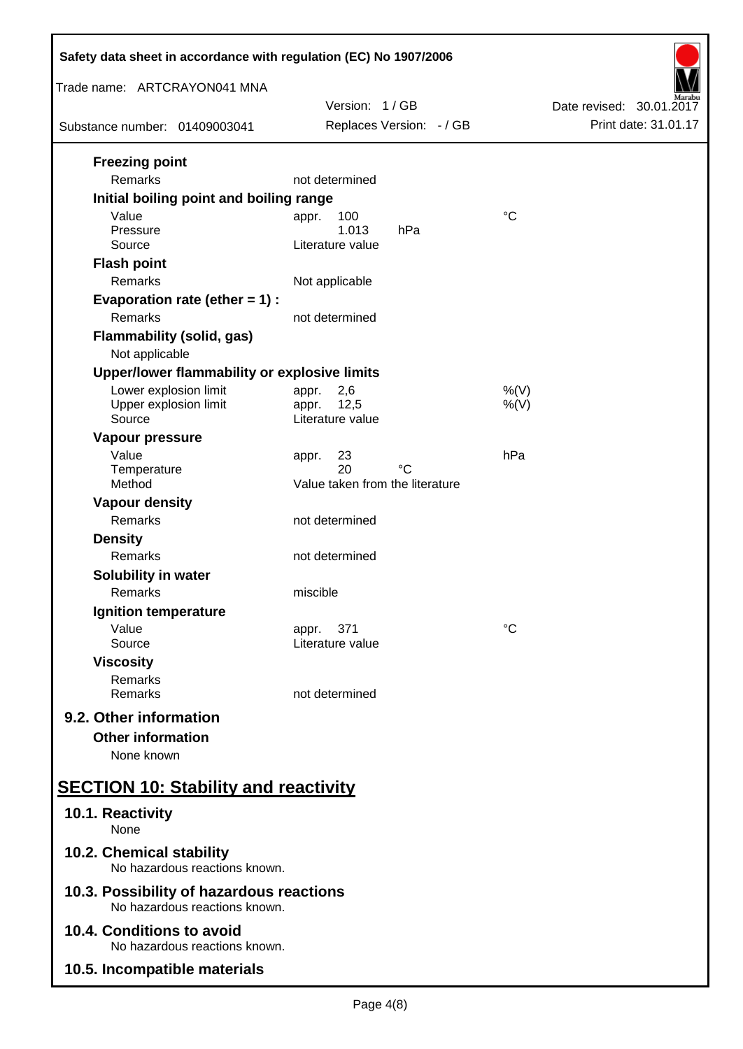**Freezing point**

| | | |
|---|---|---|
| Remarks | not determined | |

**Initial boiling point and boiling range**

| | | |
|---|---|---|
| Value | appr. 100 | °C |
| Pressure | 1.013 hPa | |
| Source | Literature value | |

**Flash point**

| | |
|---|---|
| Remarks | Not applicable |

**Evaporation rate (ether = 1) :**

| | |
|---|---|
| Remarks | not determined |

**Flammability (solid, gas)**

Not applicable

**Upper/lower flammability or explosive limits**

| | | |
|---|---|---|
| Lower explosion limit | appr. 2,6 | %(V) |
| Upper explosion limit | appr. 12,5 | %(V) |
| Source | Literature value | |

**Vapour pressure**

| | | |
|---|---|---|
| Value | appr. 23 | hPa |
| Temperature | 20 °C | |
| Method | Value taken from the literature | |

**Vapour density**

| | |
|---|---|
| Remarks | not determined |

**Density**

| | |
|---|---|
| Remarks | not determined |

**Solubility in water**

| | |
|---|---|
| Remarks | miscible |

**Ignition temperature**

| | | |
|---|---|---|
| Value | appr. 371 | °C |
| Source | Literature value | |

**Viscosity**

| | |
|---|---|
| Remarks | |
| Remarks | not determined |

### 9.2. Other information

**Other information**

None known

## SECTION 10: Stability and reactivity

### 10.1. Reactivity

None

### 10.2. Chemical stability

No hazardous reactions known.

### 10.3. Possibility of hazardous reactions

No hazardous reactions known.

### 10.4. Conditions to avoid

No hazardous reactions known.

### 10.5. Incompatible materials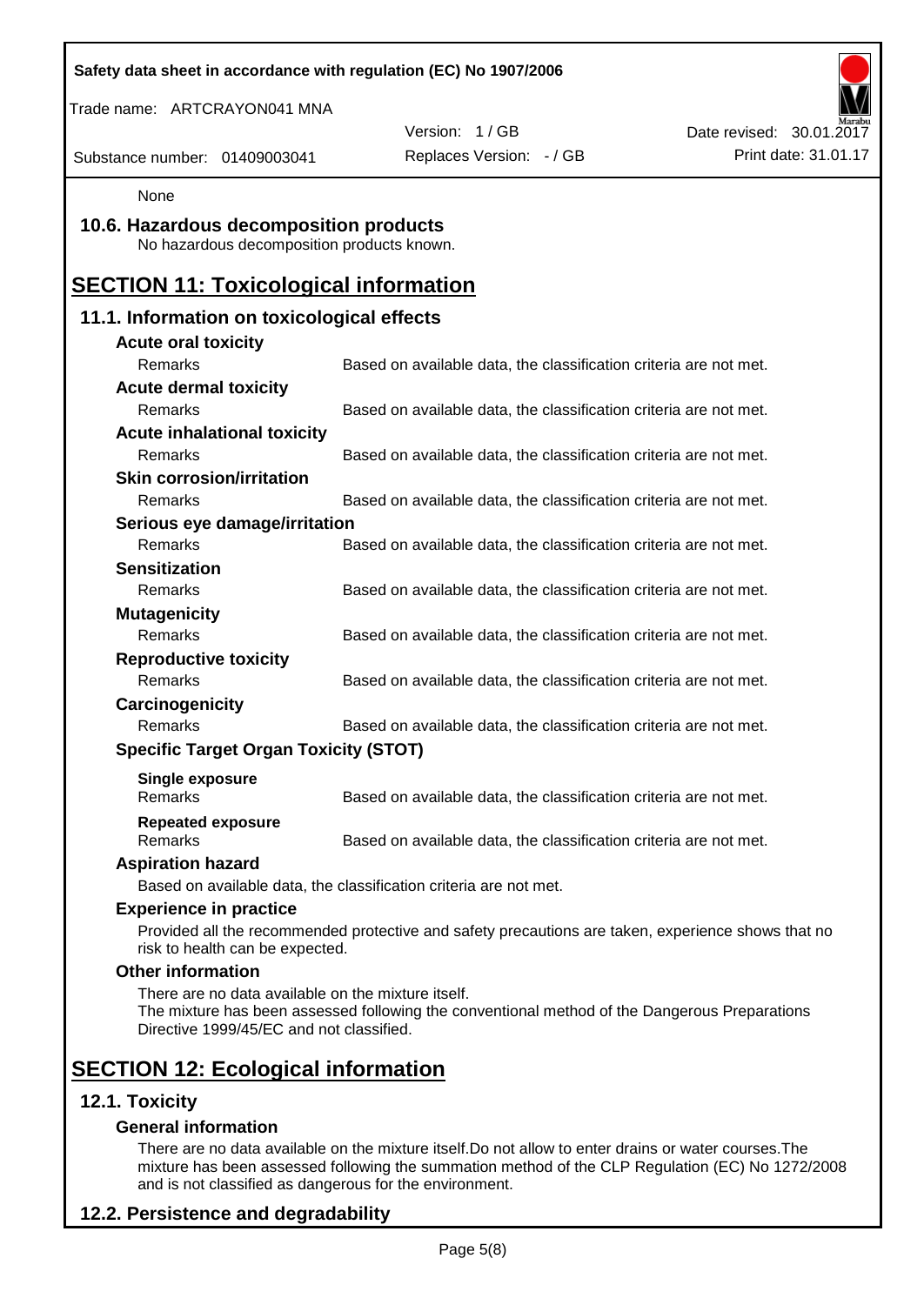None

## 10.6. Hazardous decomposition products

No hazardous decomposition products known.

# SECTION 11: Toxicological information

## 11.1. Information on toxicological effects

**Acute oral toxicity**

| | |
|---|---|
| Remarks | Based on available data, the classification criteria are not met. |

**Acute dermal toxicity**

| | |
|---|---|
| Remarks | Based on available data, the classification criteria are not met. |

**Acute inhalational toxicity**

| | |
|---|---|
| Remarks | Based on available data, the classification criteria are not met. |

**Skin corrosion/irritation**

| | |
|---|---|
| Remarks | Based on available data, the classification criteria are not met. |

**Serious eye damage/irritation**

| | |
|---|---|
| Remarks | Based on available data, the classification criteria are not met. |

**Sensitization**

| | |
|---|---|
| Remarks | Based on available data, the classification criteria are not met. |

**Mutagenicity**

| | |
|---|---|
| Remarks | Based on available data, the classification criteria are not met. |

**Reproductive toxicity**

| | |
|---|---|
| Remarks | Based on available data, the classification criteria are not met. |

**Carcinogenicity**

| | |
|---|---|
| Remarks | Based on available data, the classification criteria are not met. |

**Specific Target Organ Toxicity (STOT)**

**Single exposure**

| | |
|---|---|
| Remarks | Based on available data, the classification criteria are not met. |

**Repeated exposure**

| | |
|---|---|
| Remarks | Based on available data, the classification criteria are not met. |

**Aspiration hazard**

Based on available data, the classification criteria are not met.

**Experience in practice**

Provided all the recommended protective and safety precautions are taken, experience shows that no risk to health can be expected.

**Other information**

There are no data available on the mixture itself.
The mixture has been assessed following the conventional method of the Dangerous Preparations Directive 1999/45/EC and not classified.

# SECTION 12: Ecological information

## 12.1. Toxicity

**General information**

There are no data available on the mixture itself.Do not allow to enter drains or water courses.The mixture has been assessed following the summation method of the CLP Regulation (EC) No 1272/2008 and is not classified as dangerous for the environment.

## 12.2. Persistence and degradability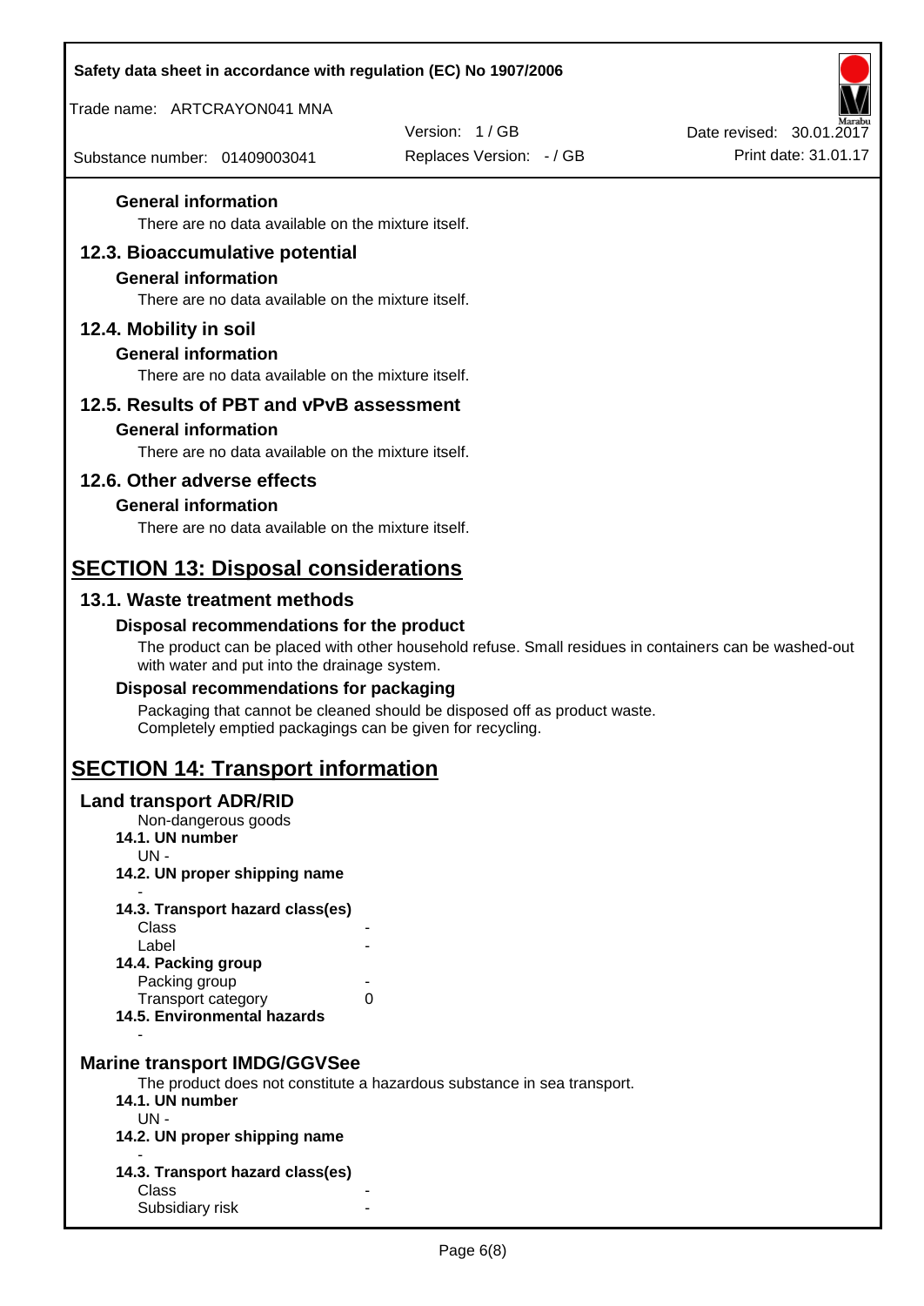#### General information

There are no data available on the mixture itself.

### 12.3. Bioaccumulative potential

#### General information

There are no data available on the mixture itself.

### 12.4. Mobility in soil

#### General information

There are no data available on the mixture itself.

### 12.5. Results of PBT and vPvB assessment

#### General information

There are no data available on the mixture itself.

### 12.6. Other adverse effects

#### General information

There are no data available on the mixture itself.

## SECTION 13: Disposal considerations

### 13.1. Waste treatment methods

#### Disposal recommendations for the product

The product can be placed with other household refuse. Small residues in containers can be washed-out with water and put into the drainage system.

#### Disposal recommendations for packaging

Packaging that cannot be cleaned should be disposed off as product waste.
Completely emptied packagings can be given for recycling.

## SECTION 14: Transport information

### Land transport ADR/RID

Non-dangerous goods

**14.1. UN number**

UN -

**14.2. UN proper shipping name**

-

**14.3. Transport hazard class(es)**

| | |
|---|---|
| Class | - |
| Label | - |

**14.4. Packing group**

| | |
|---|---|
| Packing group | - |
| Transport category | 0 |

**14.5. Environmental hazards**

-

### Marine transport IMDG/GGVSee

The product does not constitute a hazardous substance in sea transport.

**14.1. UN number**

UN -

**14.2. UN proper shipping name**

-

**14.3. Transport hazard class(es)**

| | |
|---|---|
| Class | - |
| Subsidiary risk | - |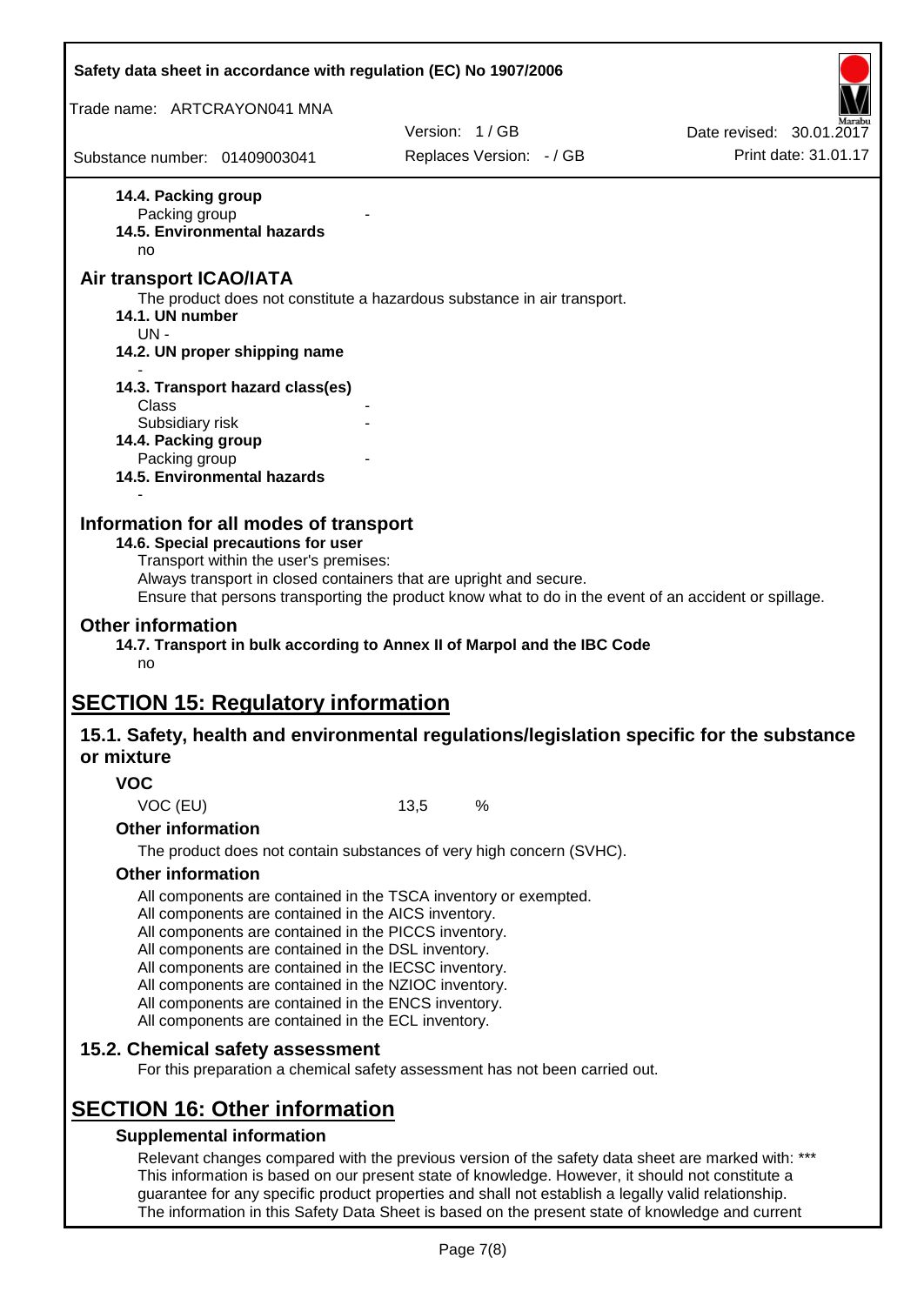**14.4. Packing group**

Packing group -

**14.5. Environmental hazards**

no

### Air transport ICAO/IATA

The product does not constitute a hazardous substance in air transport.

**14.1. UN number**

UN -

**14.2. UN proper shipping name**

-

**14.3. Transport hazard class(es)**

Class -

Subsidiary risk -

**14.4. Packing group**

Packing group -

**14.5. Environmental hazards**

-

### Information for all modes of transport

**14.6. Special precautions for user**

Transport within the user's premises:
Always transport in closed containers that are upright and secure.
Ensure that persons transporting the product know what to do in the event of an accident or spillage.

### Other information

**14.7. Transport in bulk according to Annex II of Marpol and the IBC Code**

no

# SECTION 15: Regulatory information

## 15.1. Safety, health and environmental regulations/legislation specific for the substance or mixture

### VOC

VOC (EU) 13,5 %

### Other information

The product does not contain substances of very high concern (SVHC).

### Other information

All components are contained in the TSCA inventory or exempted.
All components are contained in the AICS inventory.
All components are contained in the PICCS inventory.
All components are contained in the DSL inventory.
All components are contained in the IECSC inventory.
All components are contained in the NZIOC inventory.
All components are contained in the ENCS inventory.
All components are contained in the ECL inventory.

## 15.2. Chemical safety assessment

For this preparation a chemical safety assessment has not been carried out.

# SECTION 16: Other information

### Supplemental information

Relevant changes compared with the previous version of the safety data sheet are marked with: ***
This information is based on our present state of knowledge. However, it should not constitute a guarantee for any specific product properties and shall not establish a legally valid relationship.
The information in this Safety Data Sheet is based on the present state of knowledge and current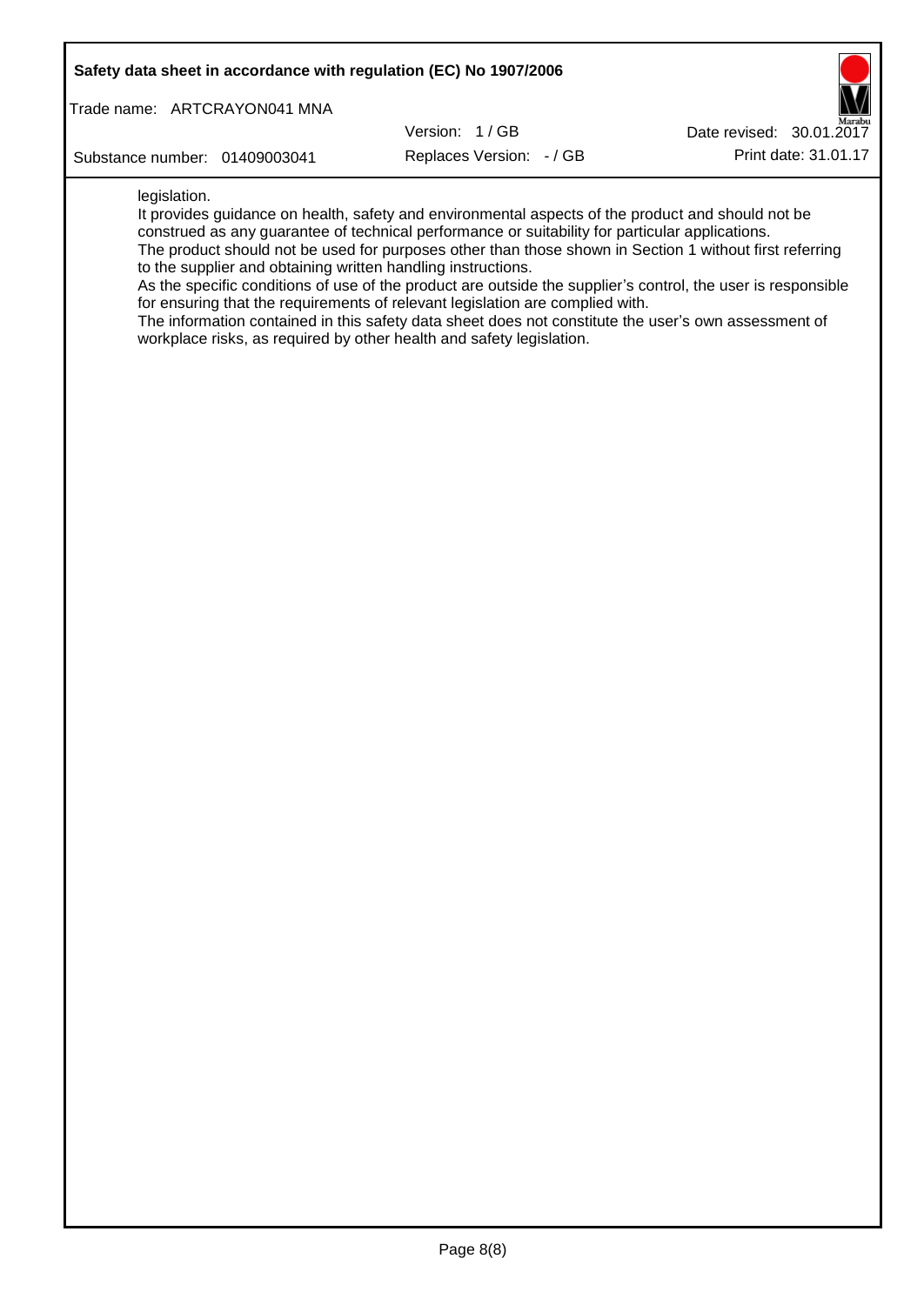legislation.

It provides guidance on health, safety and environmental aspects of the product and should not be construed as any guarantee of technical performance or suitability for particular applications.

The product should not be used for purposes other than those shown in Section 1 without first referring to the supplier and obtaining written handling instructions.

As the specific conditions of use of the product are outside the supplier's control, the user is responsible for ensuring that the requirements of relevant legislation are complied with.

The information contained in this safety data sheet does not constitute the user's own assessment of workplace risks, as required by other health and safety legislation.